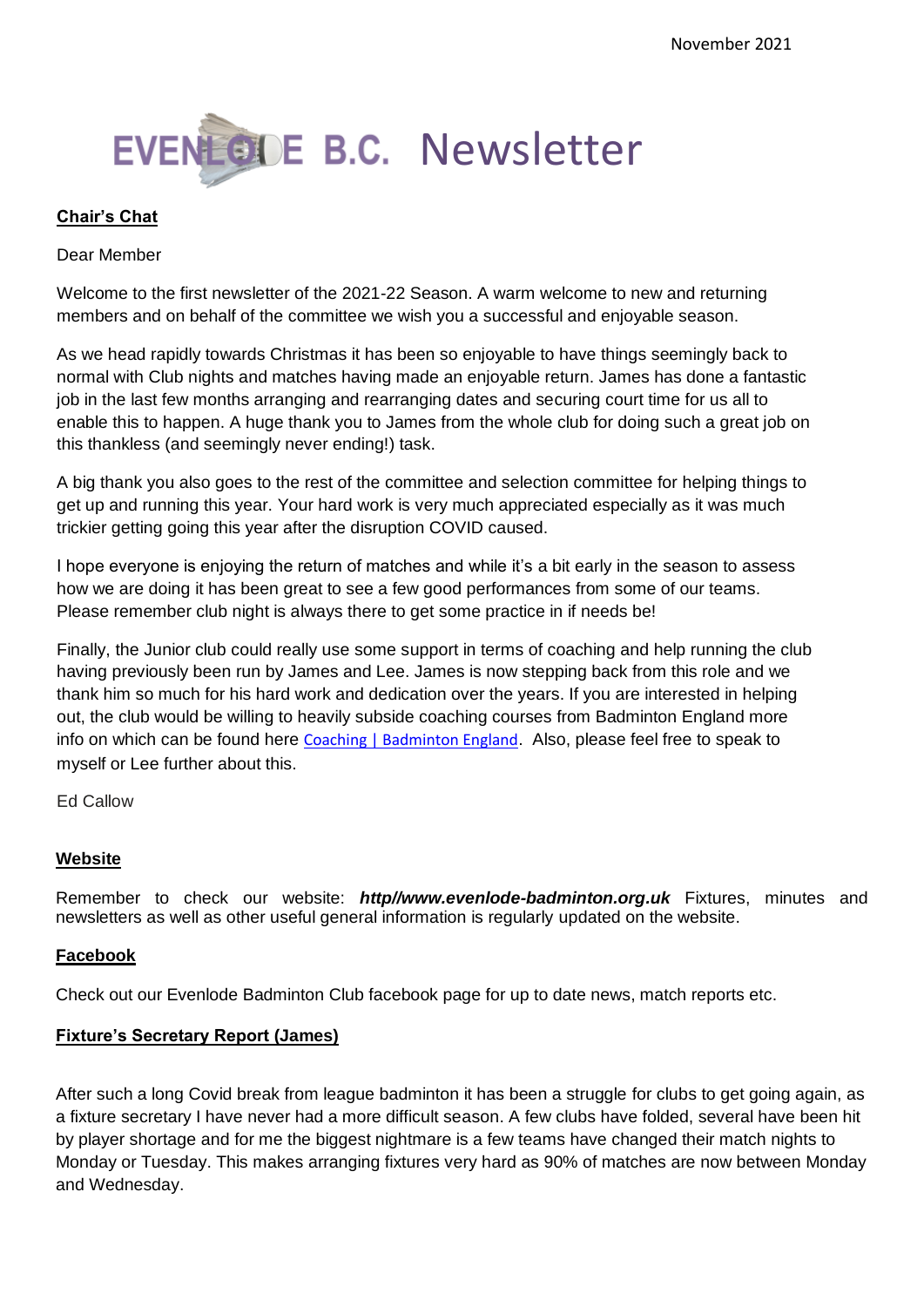November 2021

# EVENLODE B.C. Newsletter

## Chair's Chat

Dear Member

Welcome to the first newsletter of the 2021-22 Season. A warm welcome to new and returning members and on behalf of the committee we wish you a successful and enjoyable season.

As we head rapidly towards Christmas it has been so enjoyable to have things seemingly back to normal with Club nights and matches having made an enjoyable return. James has done a fantastic job in the last few months arranging and rearranging dates and securing court time for us all to enable this to happen. A huge thank you to James from the whole club for doing such a great job on this thankless (and seemingly never ending!) task.

A big thank you also goes to the rest of the committee and selection committee for helping things to get up and running this year. Your hard work is very much appreciated especially as it was much trickier getting going this year after the disruption COVID caused.

I hope everyone is enjoying the return of matches and while it's a bit early in the season to assess how we are doing it has been great to see a few good performances from some of our teams. Please remember club night is always there to get some practice in if needs be!

Finally, the Junior club could really use some support in terms of coaching and help running the club having previously been run by James and Lee. James is now stepping back from this role and we thank him so much for his hard work and dedication over the years. If you are interested in helping out, the club would be willing to heavily subside coaching courses from Badminton England more info on which can be found here Coaching | Badminton England. Also, please feel free to speak to myself or Lee further about this.

Ed Callow

## Website

Remember to check our website: ***http//www.evenlode-badminton.org.uk*** Fixtures, minutes and newsletters as well as other useful general information is regularly updated on the website.

## Facebook

Check out our Evenlode Badminton Club facebook page for up to date news, match reports etc.

## Fixture's Secretary Report (James)

After such a long Covid break from league badminton it has been a struggle for clubs to get going again, as a fixture secretary I have never had a more difficult season. A few clubs have folded, several have been hit by player shortage and for me the biggest nightmare is a few teams have changed their match nights to Monday or Tuesday. This makes arranging fixtures very hard as 90% of matches are now between Monday and Wednesday.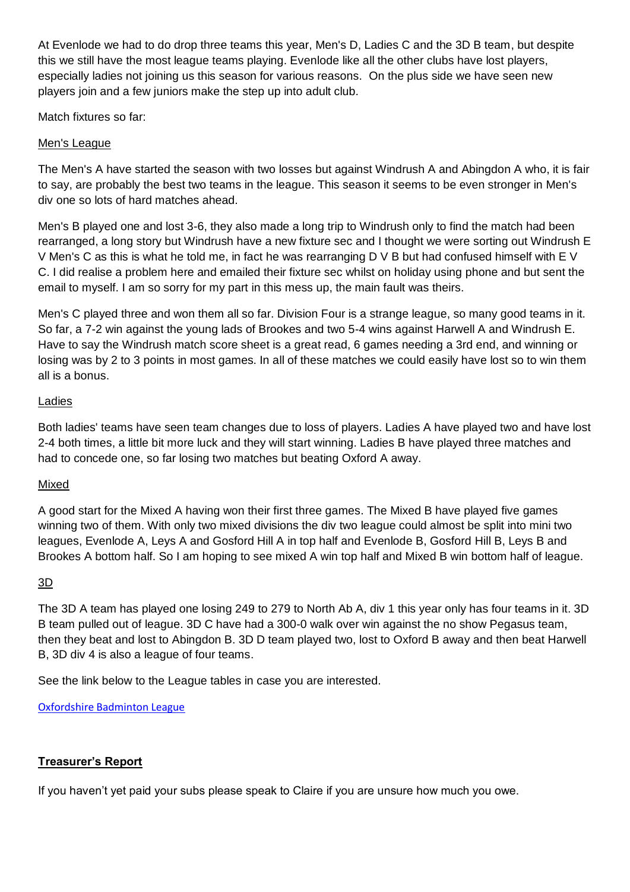At Evenlode we had to do drop three teams this year, Men's D, Ladies C and the 3D B team, but despite this we still have the most league teams playing. Evenlode like all the other clubs have lost players, especially ladies not joining us this season for various reasons. On the plus side we have seen new players join and a few juniors make the step up into adult club.

Match fixtures so far:

Men's League

The Men's A have started the season with two losses but against Windrush A and Abingdon A who, it is fair to say, are probably the best two teams in the league. This season it seems to be even stronger in Men's div one so lots of hard matches ahead.

Men's B played one and lost 3-6, they also made a long trip to Windrush only to find the match had been rearranged, a long story but Windrush have a new fixture sec and I thought we were sorting out Windrush E V Men's C as this is what he told me, in fact he was rearranging D V B but had confused himself with E V C. I did realise a problem here and emailed their fixture sec whilst on holiday using phone and but sent the email to myself. I am so sorry for my part in this mess up, the main fault was theirs.

Men's C played three and won them all so far. Division Four is a strange league, so many good teams in it. So far, a 7-2 win against the young lads of Brookes and two 5-4 wins against Harwell A and Windrush E. Have to say the Windrush match score sheet is a great read, 6 games needing a 3rd end, and winning or losing was by 2 to 3 points in most games. In all of these matches we could easily have lost so to win them all is a bonus.

Ladies

Both ladies' teams have seen team changes due to loss of players. Ladies A have played two and have lost 2-4 both times, a little bit more luck and they will start winning. Ladies B have played three matches and had to concede one, so far losing two matches but beating Oxford A away.

Mixed

A good start for the Mixed A having won their first three games. The Mixed B have played five games winning two of them. With only two mixed divisions the div two league could almost be split into mini two leagues, Evenlode A, Leys A and Gosford Hill A in top half and Evenlode B, Gosford Hill B, Leys B and Brookes A bottom half. So I am hoping to see mixed A win top half and Mixed B win bottom half of league.

3D

The 3D A team has played one losing 249 to 279 to North Ab A, div 1 this year only has four teams in it. 3D B team pulled out of league. 3D C have had a 300-0 walk over win against the no show Pegasus team, then they beat and lost to Abingdon B. 3D D team played two, lost to Oxford B away and then beat Harwell B, 3D div 4 is also a league of four teams.

See the link below to the League tables in case you are interested.

Oxfordshire Badminton League

## Treasurer's Report

If you haven't yet paid your subs please speak to Claire if you are unsure how much you owe.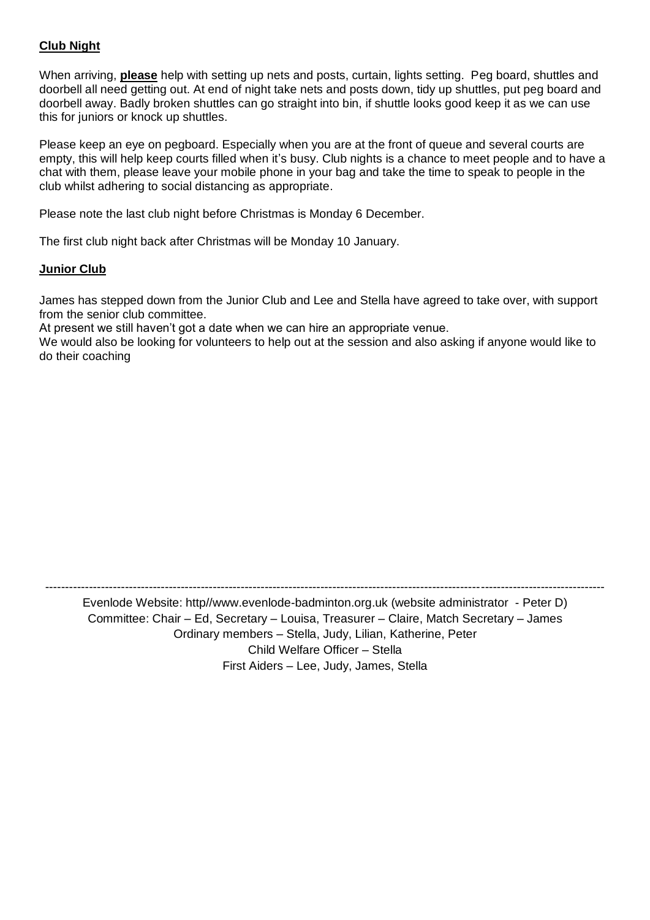**Club Night**

When arriving, **please** help with setting up nets and posts, curtain, lights setting. Peg board, shuttles and doorbell all need getting out. At end of night take nets and posts down, tidy up shuttles, put peg board and doorbell away. Badly broken shuttles can go straight into bin, if shuttle looks good keep it as we can use this for juniors or knock up shuttles.

Please keep an eye on pegboard. Especially when you are at the front of queue and several courts are empty, this will help keep courts filled when it's busy. Club nights is a chance to meet people and to have a chat with them, please leave your mobile phone in your bag and take the time to speak to people in the club whilst adhering to social distancing as appropriate.

Please note the last club night before Christmas is Monday 6 December.

The first club night back after Christmas will be Monday 10 January.

**Junior Club**

James has stepped down from the Junior Club and Lee and Stella have agreed to take over, with support from the senior club committee.
At present we still haven't got a date when we can hire an appropriate venue.
We would also be looking for volunteers to help out at the session and also asking if anyone would like to do their coaching

---

Evenlode Website: http//www.evenlode-badminton.org.uk (website administrator - Peter D)
Committee: Chair – Ed, Secretary – Louisa, Treasurer – Claire, Match Secretary – James
Ordinary members – Stella, Judy, Lilian, Katherine, Peter
Child Welfare Officer – Stella
First Aiders – Lee, Judy, James, Stella